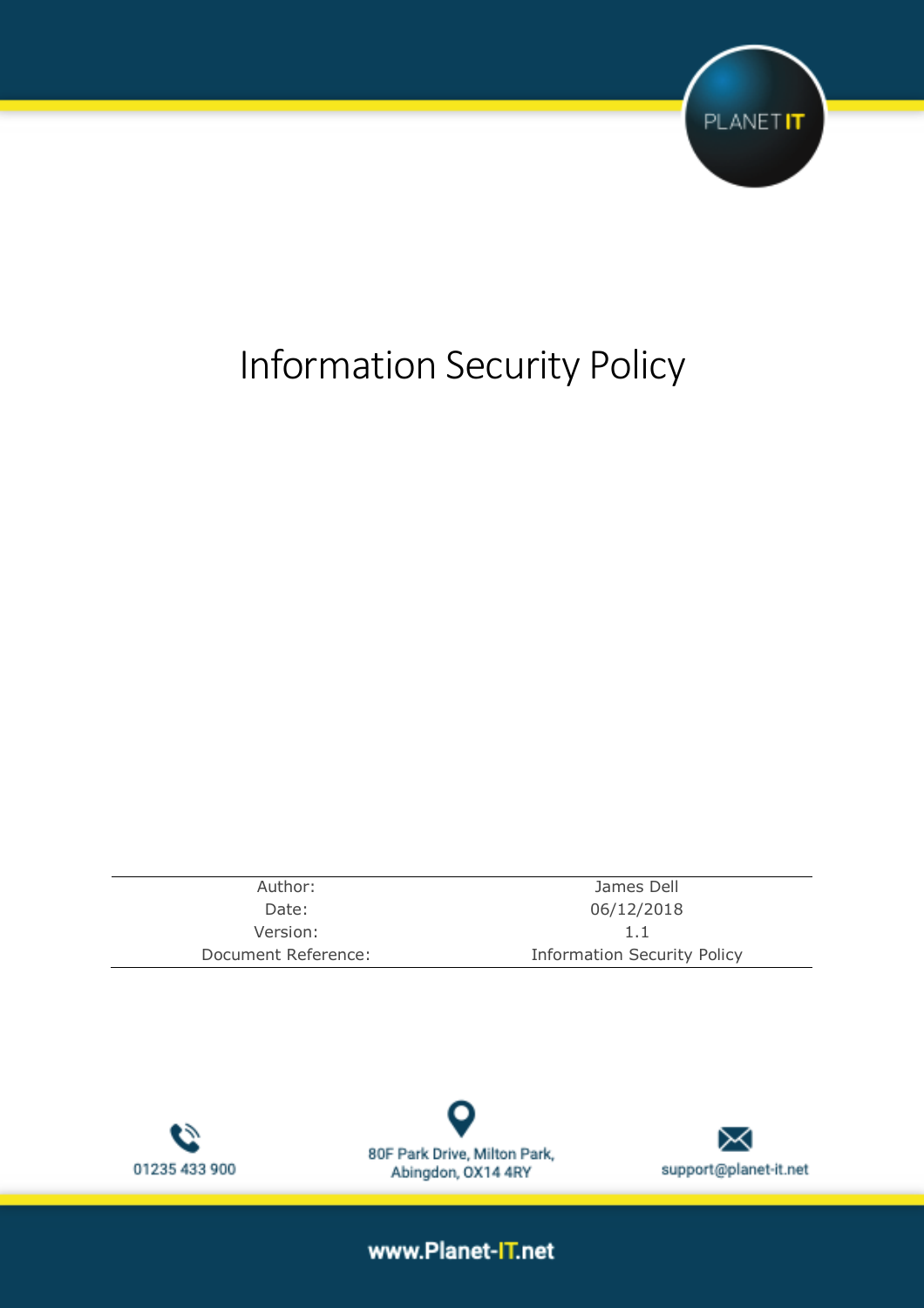# Information Security Policy

| Author: | James Dell |
|---|---|
| Date: | 06/12/2018 |
| Version: | 1.1 |
| Document Reference: | Information Security Policy |

01235 433 900

80F Park Drive, Milton Park, Abingdon, OX14 4RY

support@planet-it.net

www.Planet-IT.net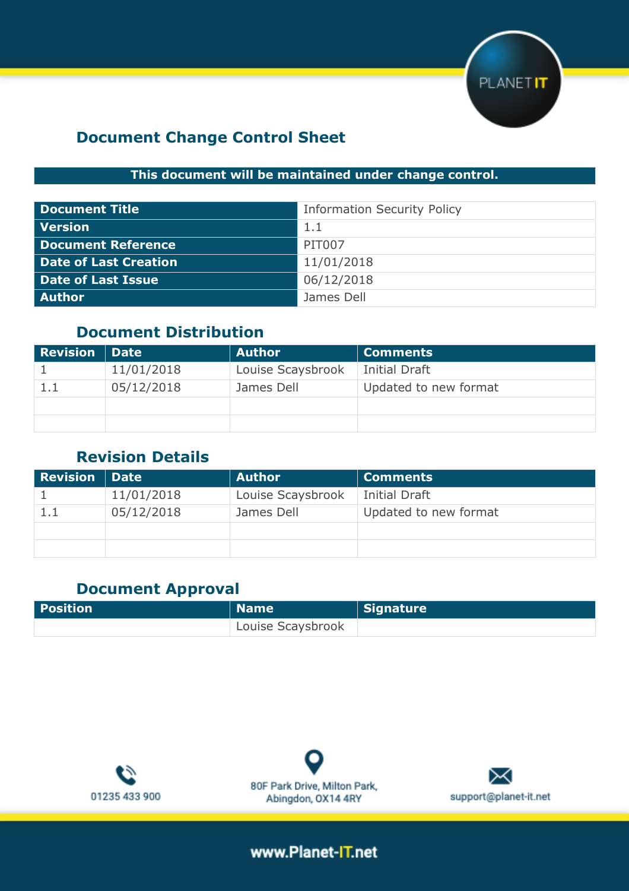## Document Change Control Sheet

**This document will be maintained under change control.**

| | |
|---|---|
| **Document Title** | Information Security Policy |
| **Version** | 1.1 |
| **Document Reference** | PIT007 |
| **Date of Last Creation** | 11/01/2018 |
| **Date of Last Issue** | 06/12/2018 |
| **Author** | James Dell |

## Document Distribution

| Revision | Date | Author | Comments |
|---|---|---|---|
| 1 | 11/01/2018 | Louise Scaysbrook | Initial Draft |
| 1.1 | 05/12/2018 | James Dell | Updated to new format |
| | | | |
| | | | |

## Revision Details

| Revision | Date | Author | Comments |
|---|---|---|---|
| 1 | 11/01/2018 | Louise Scaysbrook | Initial Draft |
| 1.1 | 05/12/2018 | James Dell | Updated to new format |
| | | | |
| | | | |

## Document Approval

| Position | Name | Signature |
|---|---|---|
| | Louise Scaysbrook | |

01235 433 900

80F Park Drive, Milton Park, Abingdon, OX14 4RY

support@planet-it.net

www.Planet-IT.net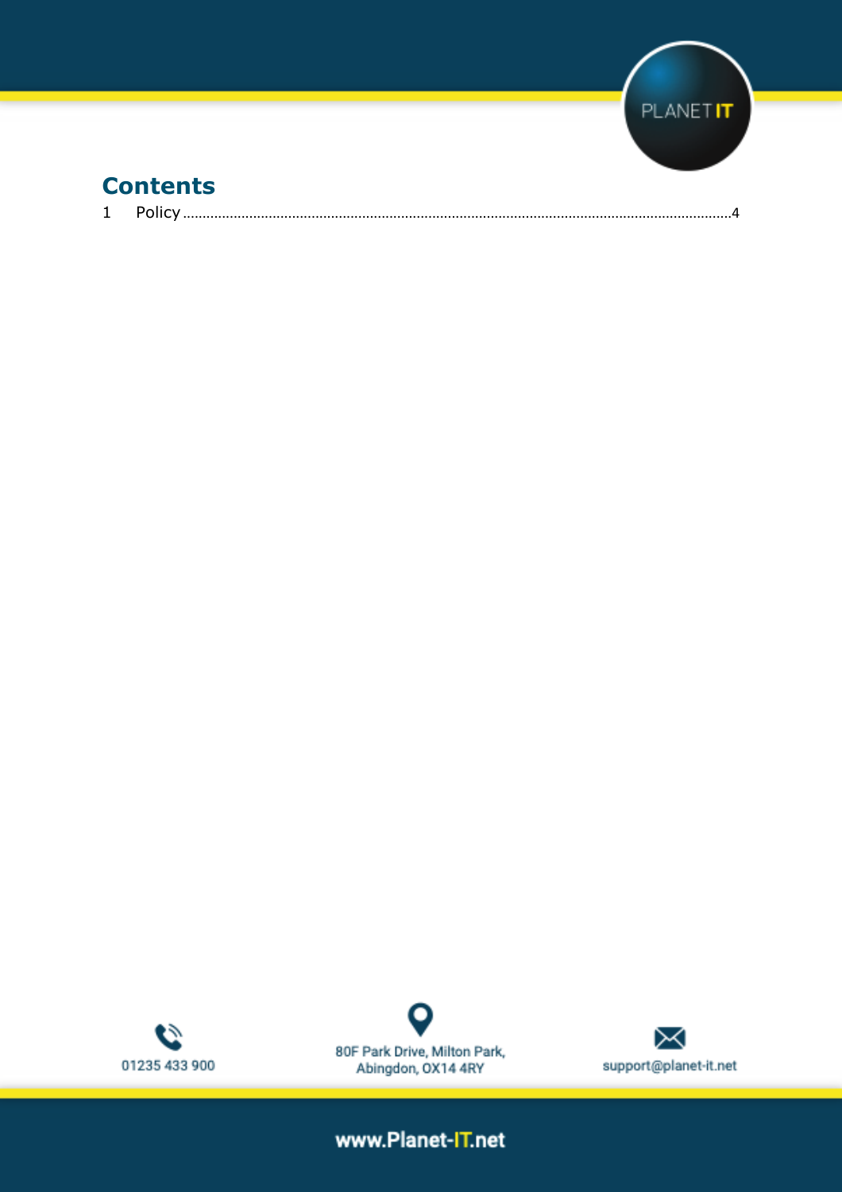# Contents

1 Policy ........................................................................................................................................4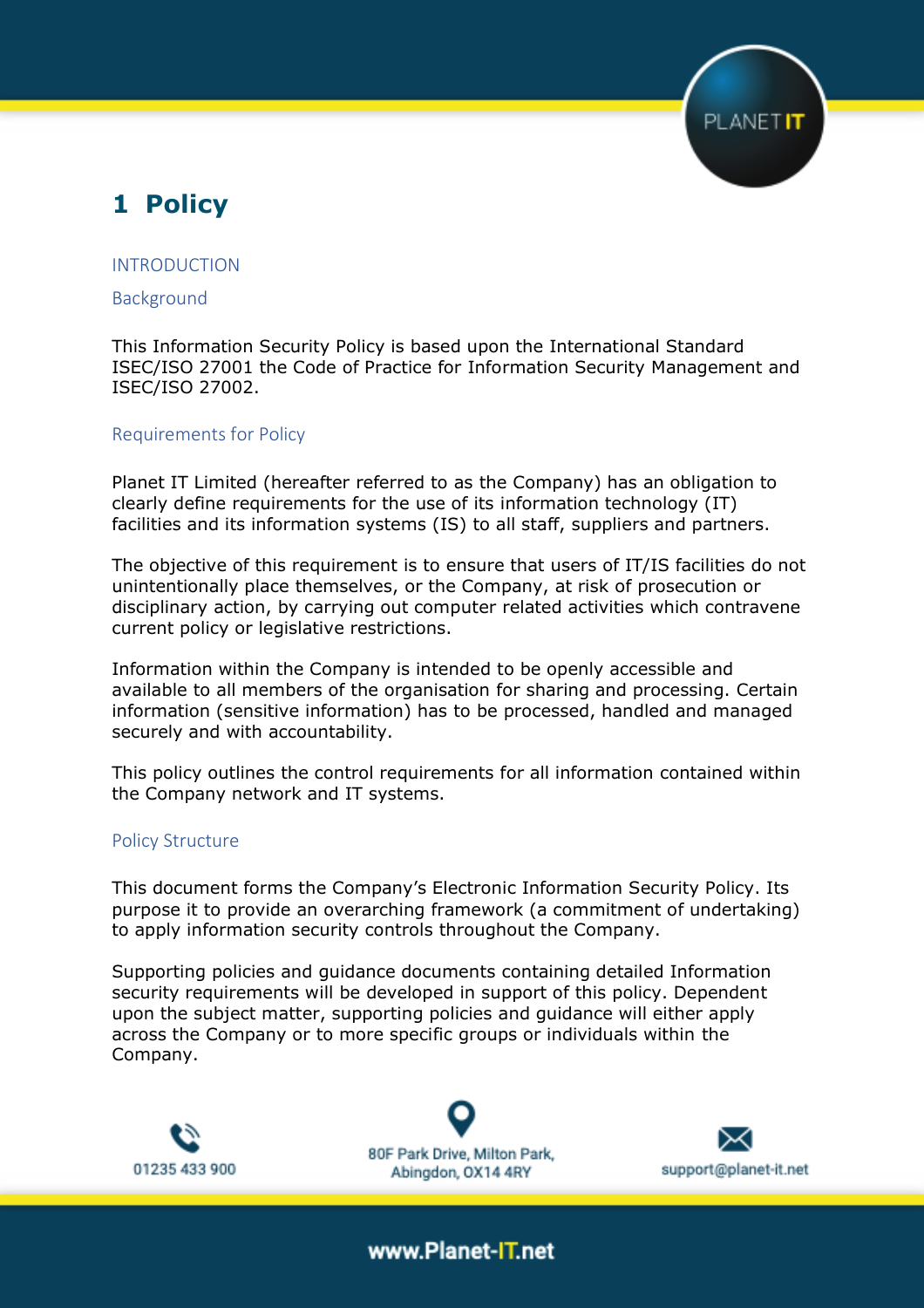# 1 Policy

## INTRODUCTION

### Background

This Information Security Policy is based upon the International Standard ISEC/ISO 27001 the Code of Practice for Information Security Management and ISEC/ISO 27002.

### Requirements for Policy

Planet IT Limited (hereafter referred to as the Company) has an obligation to clearly define requirements for the use of its information technology (IT) facilities and its information systems (IS) to all staff, suppliers and partners.

The objective of this requirement is to ensure that users of IT/IS facilities do not unintentionally place themselves, or the Company, at risk of prosecution or disciplinary action, by carrying out computer related activities which contravene current policy or legislative restrictions.

Information within the Company is intended to be openly accessible and available to all members of the organisation for sharing and processing. Certain information (sensitive information) has to be processed, handled and managed securely and with accountability.

This policy outlines the control requirements for all information contained within the Company network and IT systems.

### Policy Structure

This document forms the Company's Electronic Information Security Policy. Its purpose it to provide an overarching framework (a commitment of undertaking) to apply information security controls throughout the Company.

Supporting policies and guidance documents containing detailed Information security requirements will be developed in support of this policy. Dependent upon the subject matter, supporting policies and guidance will either apply across the Company or to more specific groups or individuals within the Company.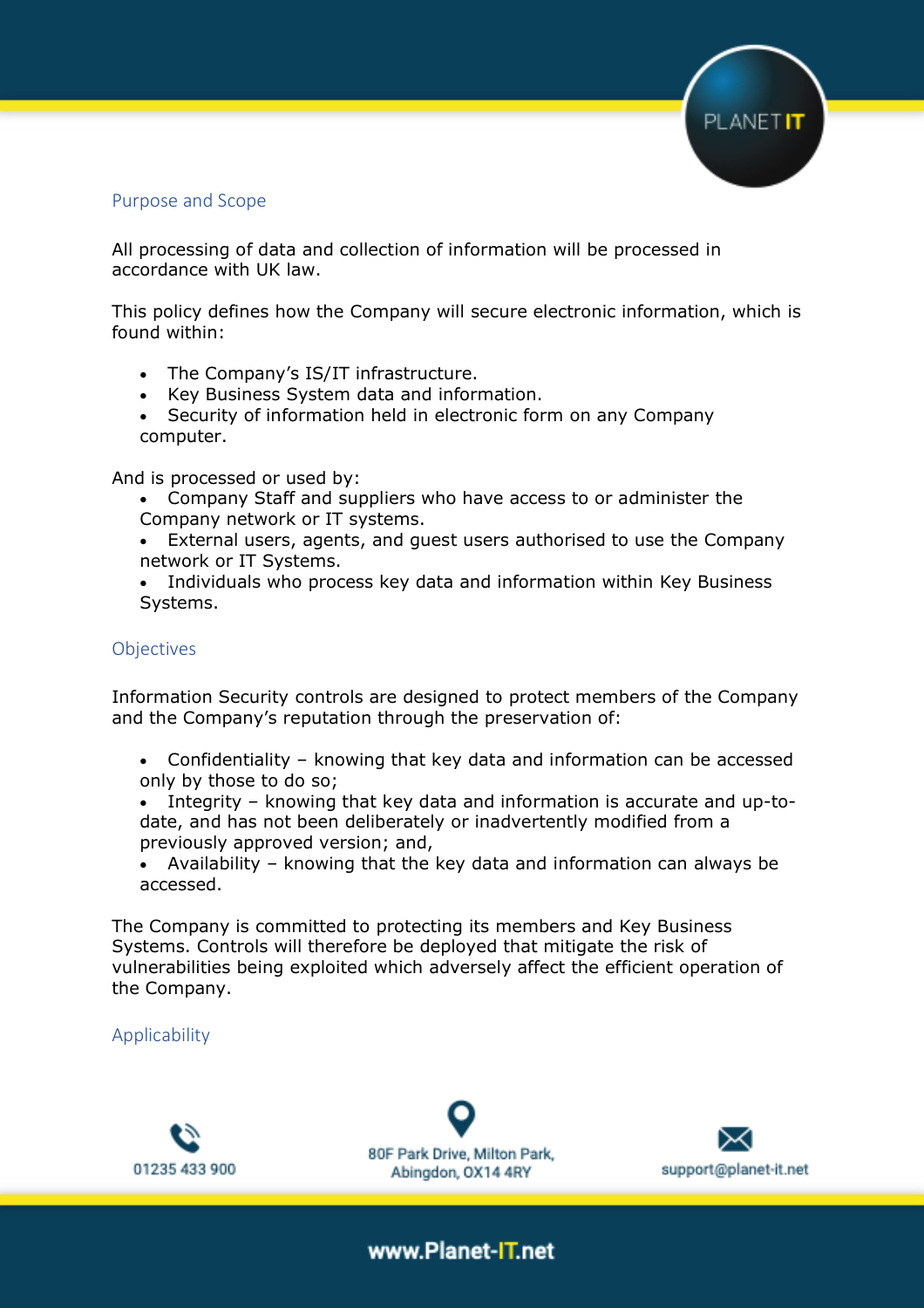## Purpose and Scope

All processing of data and collection of information will be processed in accordance with UK law.

This policy defines how the Company will secure electronic information, which is found within:

- The Company's IS/IT infrastructure.
- Key Business System data and information.
- Security of information held in electronic form on any Company computer.

And is processed or used by:

- Company Staff and suppliers who have access to or administer the Company network or IT systems.
- External users, agents, and guest users authorised to use the Company network or IT Systems.
- Individuals who process key data and information within Key Business Systems.

## Objectives

Information Security controls are designed to protect members of the Company and the Company's reputation through the preservation of:

- Confidentiality – knowing that key data and information can be accessed only by those to do so;
- Integrity – knowing that key data and information is accurate and up-to-date, and has not been deliberately or inadvertently modified from a previously approved version; and,
- Availability – knowing that the key data and information can always be accessed.

The Company is committed to protecting its members and Key Business Systems. Controls will therefore be deployed that mitigate the risk of vulnerabilities being exploited which adversely affect the efficient operation of the Company.

## Applicability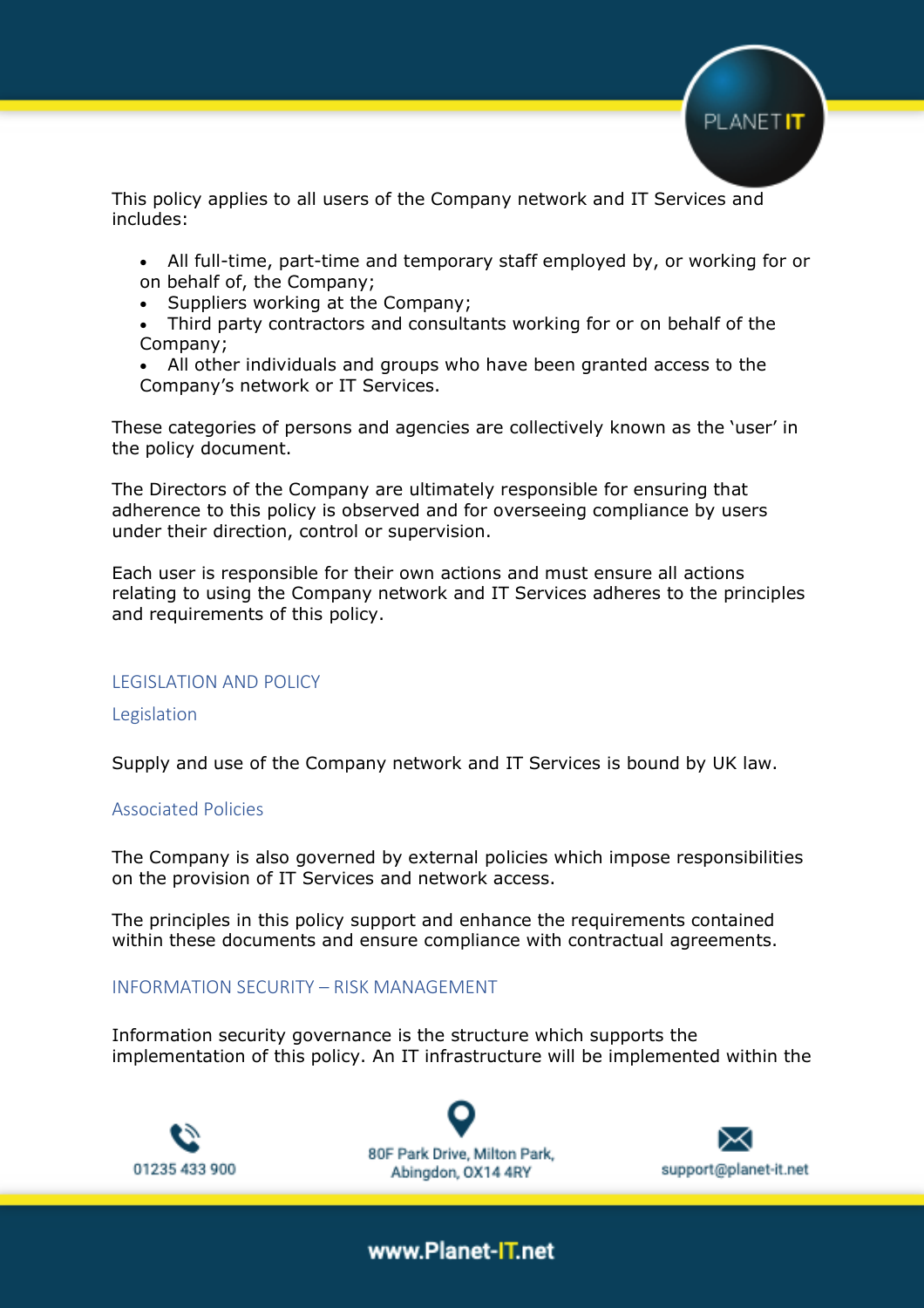This policy applies to all users of the Company network and IT Services and includes:

- All full-time, part-time and temporary staff employed by, or working for or on behalf of, the Company;
- Suppliers working at the Company;
- Third party contractors and consultants working for or on behalf of the Company;
- All other individuals and groups who have been granted access to the Company's network or IT Services.

These categories of persons and agencies are collectively known as the 'user' in the policy document.

The Directors of the Company are ultimately responsible for ensuring that adherence to this policy is observed and for overseeing compliance by users under their direction, control or supervision.

Each user is responsible for their own actions and must ensure all actions relating to using the Company network and IT Services adheres to the principles and requirements of this policy.

## LEGISLATION AND POLICY

### Legislation

Supply and use of the Company network and IT Services is bound by UK law.

### Associated Policies

The Company is also governed by external policies which impose responsibilities on the provision of IT Services and network access.

The principles in this policy support and enhance the requirements contained within these documents and ensure compliance with contractual agreements.

## INFORMATION SECURITY – RISK MANAGEMENT

Information security governance is the structure which supports the implementation of this policy. An IT infrastructure will be implemented within the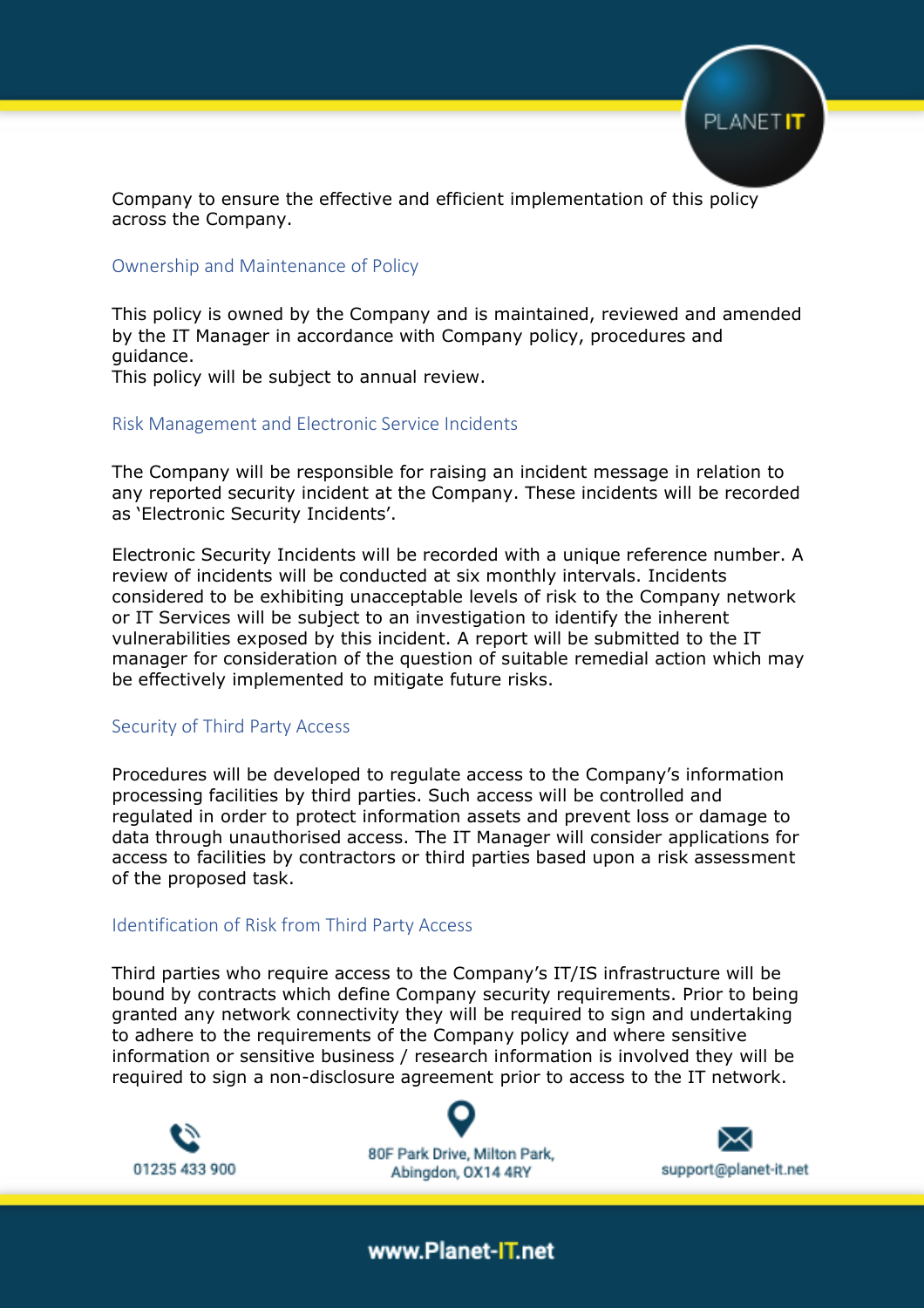Company to ensure the effective and efficient implementation of this policy across the Company.

## Ownership and Maintenance of Policy

This policy is owned by the Company and is maintained, reviewed and amended by the IT Manager in accordance with Company policy, procedures and guidance.
This policy will be subject to annual review.

## Risk Management and Electronic Service Incidents

The Company will be responsible for raising an incident message in relation to any reported security incident at the Company. These incidents will be recorded as 'Electronic Security Incidents'.

Electronic Security Incidents will be recorded with a unique reference number. A review of incidents will be conducted at six monthly intervals. Incidents considered to be exhibiting unacceptable levels of risk to the Company network or IT Services will be subject to an investigation to identify the inherent vulnerabilities exposed by this incident. A report will be submitted to the IT manager for consideration of the question of suitable remedial action which may be effectively implemented to mitigate future risks.

## Security of Third Party Access

Procedures will be developed to regulate access to the Company's information processing facilities by third parties. Such access will be controlled and regulated in order to protect information assets and prevent loss or damage to data through unauthorised access. The IT Manager will consider applications for access to facilities by contractors or third parties based upon a risk assessment of the proposed task.

## Identification of Risk from Third Party Access

Third parties who require access to the Company's IT/IS infrastructure will be bound by contracts which define Company security requirements. Prior to being granted any network connectivity they will be required to sign and undertaking to adhere to the requirements of the Company policy and where sensitive information or sensitive business / research information is involved they will be required to sign a non-disclosure agreement prior to access to the IT network.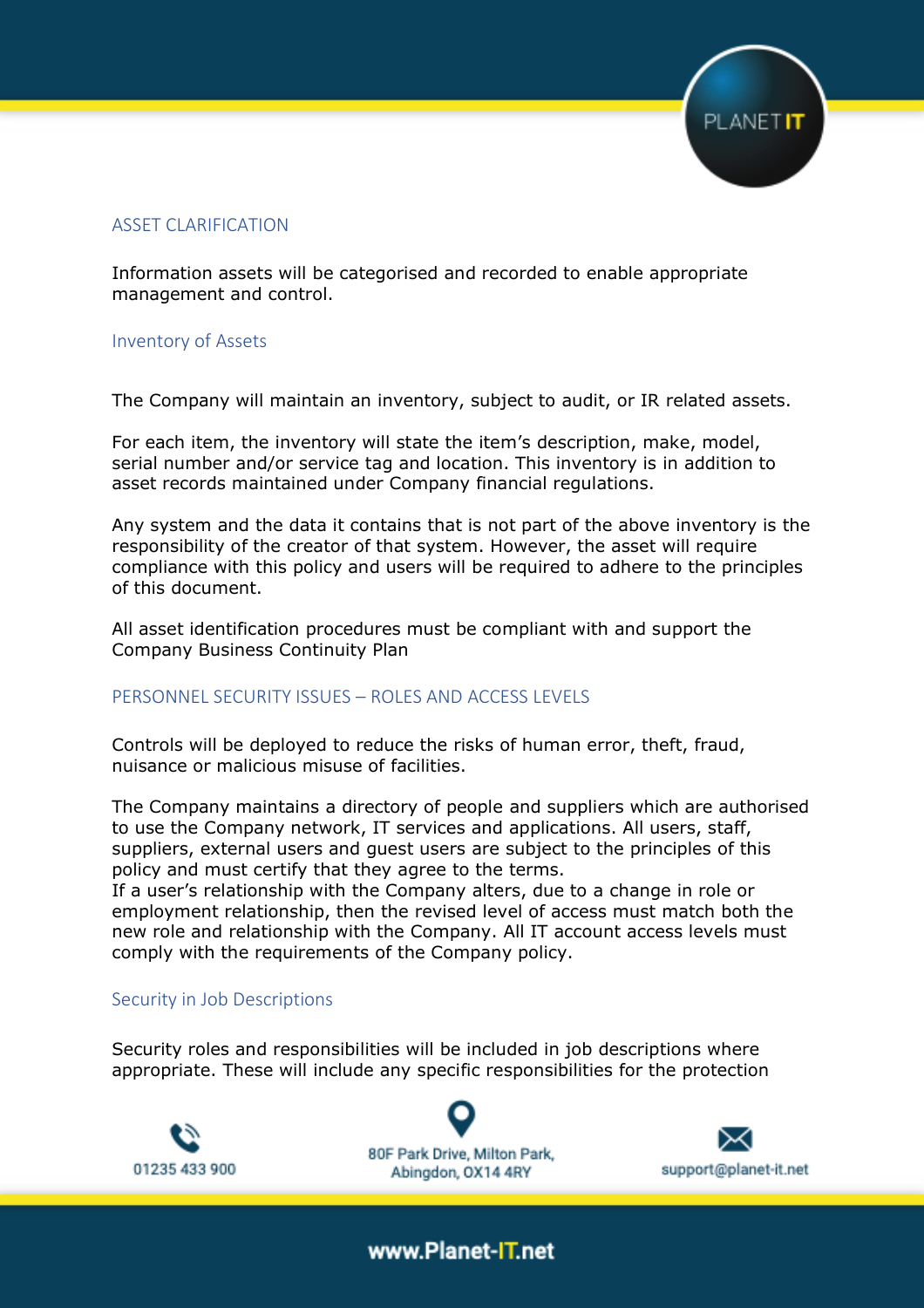## ASSET CLARIFICATION

Information assets will be categorised and recorded to enable appropriate management and control.

### Inventory of Assets

The Company will maintain an inventory, subject to audit, or IR related assets.

For each item, the inventory will state the item's description, make, model, serial number and/or service tag and location. This inventory is in addition to asset records maintained under Company financial regulations.

Any system and the data it contains that is not part of the above inventory is the responsibility of the creator of that system. However, the asset will require compliance with this policy and users will be required to adhere to the principles of this document.

All asset identification procedures must be compliant with and support the Company Business Continuity Plan

## PERSONNEL SECURITY ISSUES – ROLES AND ACCESS LEVELS

Controls will be deployed to reduce the risks of human error, theft, fraud, nuisance or malicious misuse of facilities.

The Company maintains a directory of people and suppliers which are authorised to use the Company network, IT services and applications. All users, staff, suppliers, external users and guest users are subject to the principles of this policy and must certify that they agree to the terms.
If a user's relationship with the Company alters, due to a change in role or employment relationship, then the revised level of access must match both the new role and relationship with the Company. All IT account access levels must comply with the requirements of the Company policy.

### Security in Job Descriptions

Security roles and responsibilities will be included in job descriptions where appropriate. These will include any specific responsibilities for the protection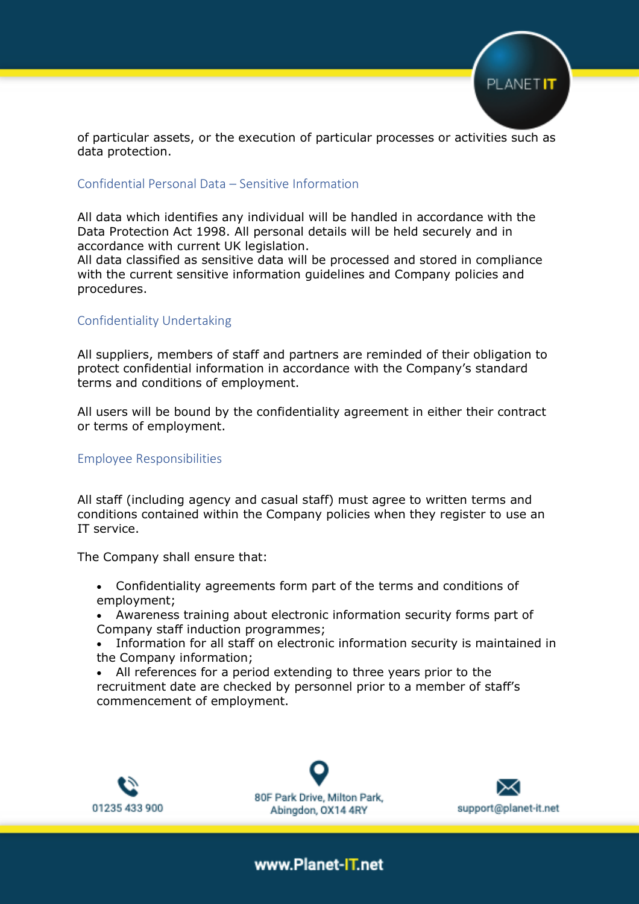of particular assets, or the execution of particular processes or activities such as data protection.

## Confidential Personal Data – Sensitive Information

All data which identifies any individual will be handled in accordance with the Data Protection Act 1998. All personal details will be held securely and in accordance with current UK legislation.
All data classified as sensitive data will be processed and stored in compliance with the current sensitive information guidelines and Company policies and procedures.

## Confidentiality Undertaking

All suppliers, members of staff and partners are reminded of their obligation to protect confidential information in accordance with the Company's standard terms and conditions of employment.

All users will be bound by the confidentiality agreement in either their contract or terms of employment.

## Employee Responsibilities

All staff (including agency and casual staff) must agree to written terms and conditions contained within the Company policies when they register to use an IT service.

The Company shall ensure that:

- Confidentiality agreements form part of the terms and conditions of employment;
- Awareness training about electronic information security forms part of Company staff induction programmes;
- Information for all staff on electronic information security is maintained in the Company information;
- All references for a period extending to three years prior to the recruitment date are checked by personnel prior to a member of staff's commencement of employment.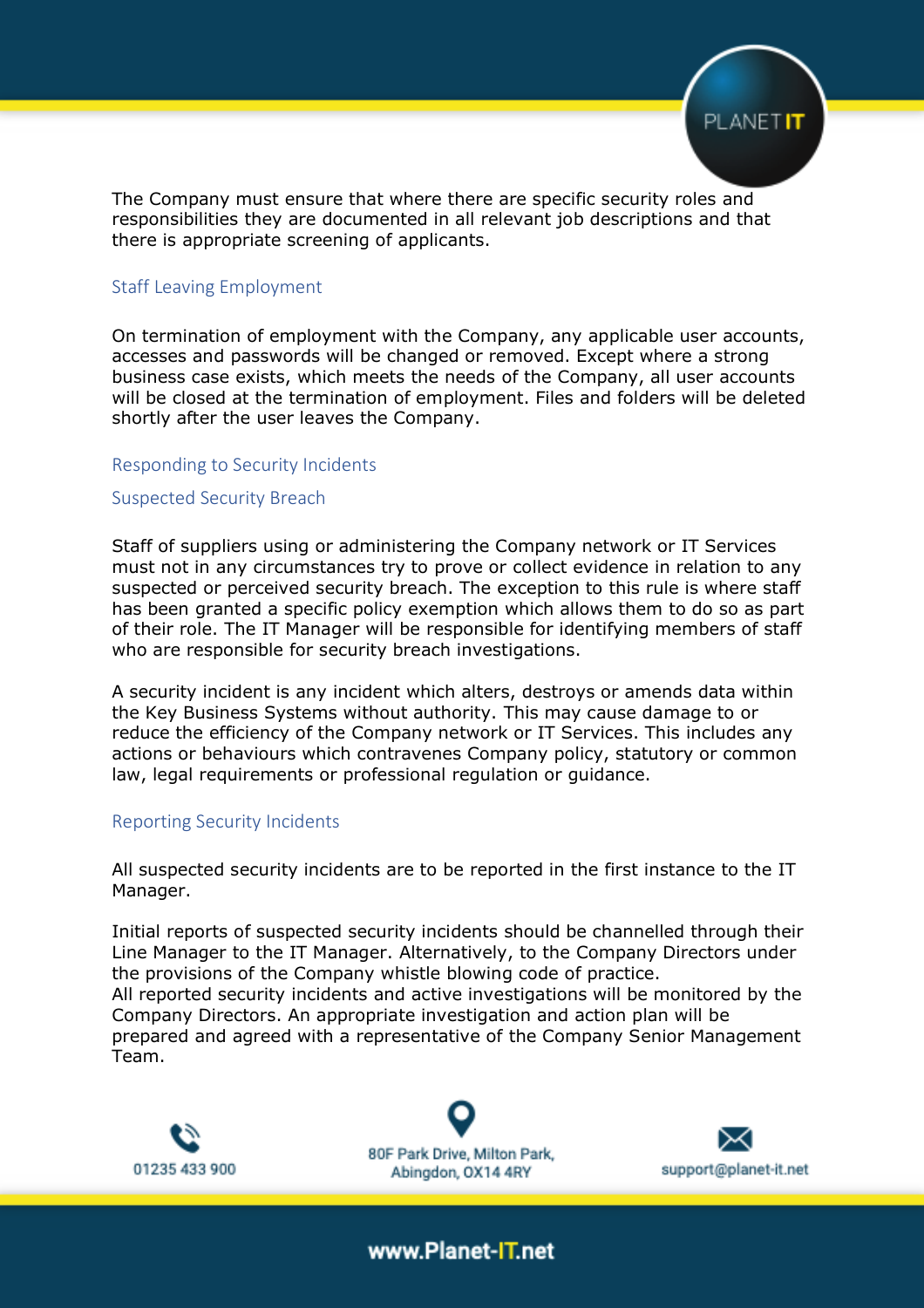The Company must ensure that where there are specific security roles and responsibilities they are documented in all relevant job descriptions and that there is appropriate screening of applicants.

## Staff Leaving Employment

On termination of employment with the Company, any applicable user accounts, accesses and passwords will be changed or removed. Except where a strong business case exists, which meets the needs of the Company, all user accounts will be closed at the termination of employment. Files and folders will be deleted shortly after the user leaves the Company.

## Responding to Security Incidents

### Suspected Security Breach

Staff of suppliers using or administering the Company network or IT Services must not in any circumstances try to prove or collect evidence in relation to any suspected or perceived security breach. The exception to this rule is where staff has been granted a specific policy exemption which allows them to do so as part of their role. The IT Manager will be responsible for identifying members of staff who are responsible for security breach investigations.

A security incident is any incident which alters, destroys or amends data within the Key Business Systems without authority. This may cause damage to or reduce the efficiency of the Company network or IT Services. This includes any actions or behaviours which contravenes Company policy, statutory or common law, legal requirements or professional regulation or guidance.

### Reporting Security Incidents

All suspected security incidents are to be reported in the first instance to the IT Manager.

Initial reports of suspected security incidents should be channelled through their Line Manager to the IT Manager. Alternatively, to the Company Directors under the provisions of the Company whistle blowing code of practice.
All reported security incidents and active investigations will be monitored by the Company Directors. An appropriate investigation and action plan will be prepared and agreed with a representative of the Company Senior Management Team.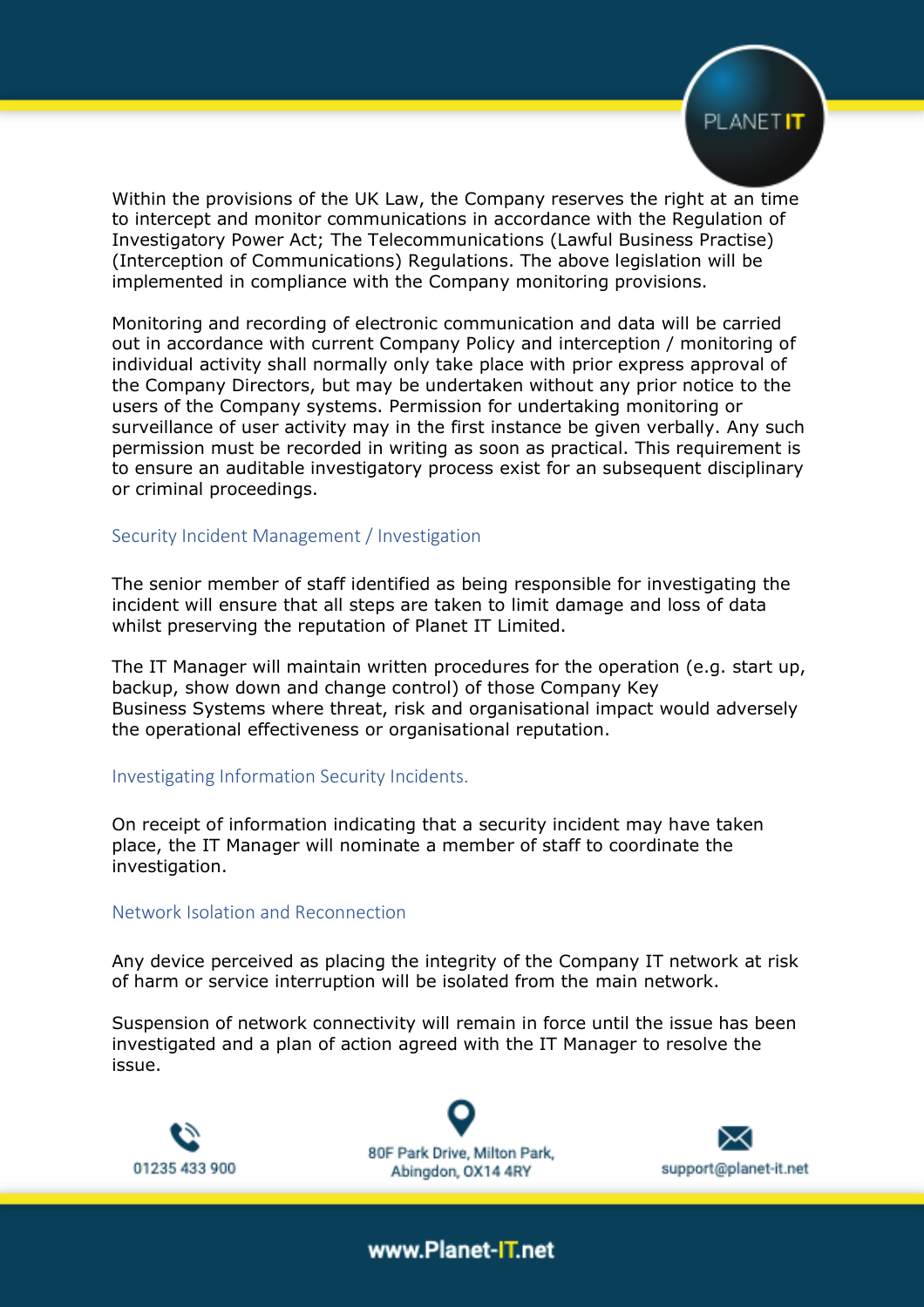Within the provisions of the UK Law, the Company reserves the right at an time to intercept and monitor communications in accordance with the Regulation of Investigatory Power Act; The Telecommunications (Lawful Business Practise) (Interception of Communications) Regulations. The above legislation will be implemented in compliance with the Company monitoring provisions.

Monitoring and recording of electronic communication and data will be carried out in accordance with current Company Policy and interception / monitoring of individual activity shall normally only take place with prior express approval of the Company Directors, but may be undertaken without any prior notice to the users of the Company systems. Permission for undertaking monitoring or surveillance of user activity may in the first instance be given verbally. Any such permission must be recorded in writing as soon as practical. This requirement is to ensure an auditable investigatory process exist for an subsequent disciplinary or criminal proceedings.

## Security Incident Management / Investigation

The senior member of staff identified as being responsible for investigating the incident will ensure that all steps are taken to limit damage and loss of data whilst preserving the reputation of Planet IT Limited.

The IT Manager will maintain written procedures for the operation (e.g. start up, backup, show down and change control) of those Company Key Business Systems where threat, risk and organisational impact would adversely the operational effectiveness or organisational reputation.

## Investigating Information Security Incidents.

On receipt of information indicating that a security incident may have taken place, the IT Manager will nominate a member of staff to coordinate the investigation.

## Network Isolation and Reconnection

Any device perceived as placing the integrity of the Company IT network at risk of harm or service interruption will be isolated from the main network.

Suspension of network connectivity will remain in force until the issue has been investigated and a plan of action agreed with the IT Manager to resolve the issue.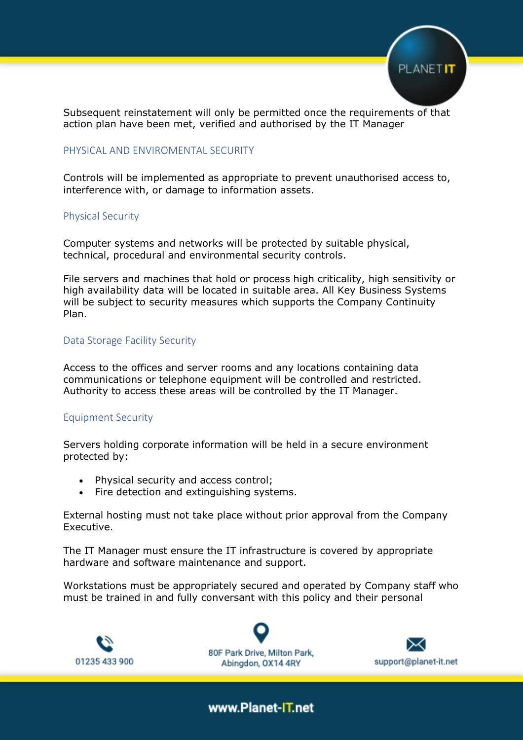Subsequent reinstatement will only be permitted once the requirements of that action plan have been met, verified and authorised by the IT Manager

## PHYSICAL AND ENVIROMENTAL SECURITY

Controls will be implemented as appropriate to prevent unauthorised access to, interference with, or damage to information assets.

### Physical Security

Computer systems and networks will be protected by suitable physical, technical, procedural and environmental security controls.

File servers and machines that hold or process high criticality, high sensitivity or high availability data will be located in suitable area. All Key Business Systems will be subject to security measures which supports the Company Continuity Plan.

### Data Storage Facility Security

Access to the offices and server rooms and any locations containing data communications or telephone equipment will be controlled and restricted. Authority to access these areas will be controlled by the IT Manager.

### Equipment Security

Servers holding corporate information will be held in a secure environment protected by:

- Physical security and access control;
- Fire detection and extinguishing systems.

External hosting must not take place without prior approval from the Company Executive.

The IT Manager must ensure the IT infrastructure is covered by appropriate hardware and software maintenance and support.

Workstations must be appropriately secured and operated by Company staff who must be trained in and fully conversant with this policy and their personal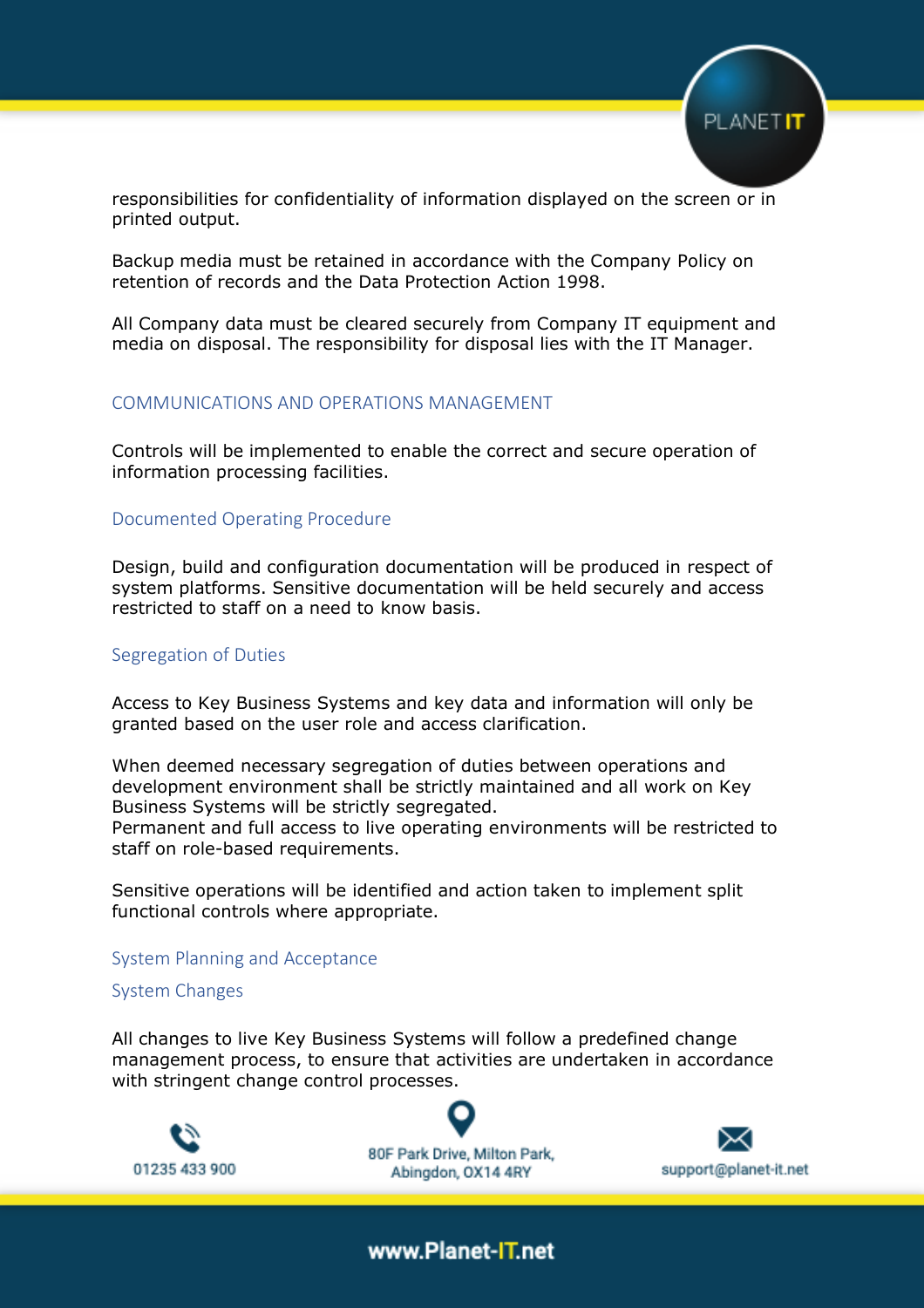responsibilities for confidentiality of information displayed on the screen or in printed output.

Backup media must be retained in accordance with the Company Policy on retention of records and the Data Protection Action 1998.

All Company data must be cleared securely from Company IT equipment and media on disposal. The responsibility for disposal lies with the IT Manager.

## COMMUNICATIONS AND OPERATIONS MANAGEMENT

Controls will be implemented to enable the correct and secure operation of information processing facilities.

### Documented Operating Procedure

Design, build and configuration documentation will be produced in respect of system platforms. Sensitive documentation will be held securely and access restricted to staff on a need to know basis.

### Segregation of Duties

Access to Key Business Systems and key data and information will only be granted based on the user role and access clarification.

When deemed necessary segregation of duties between operations and development environment shall be strictly maintained and all work on Key Business Systems will be strictly segregated.
Permanent and full access to live operating environments will be restricted to staff on role-based requirements.

Sensitive operations will be identified and action taken to implement split functional controls where appropriate.

### System Planning and Acceptance

### System Changes

All changes to live Key Business Systems will follow a predefined change management process, to ensure that activities are undertaken in accordance with stringent change control processes.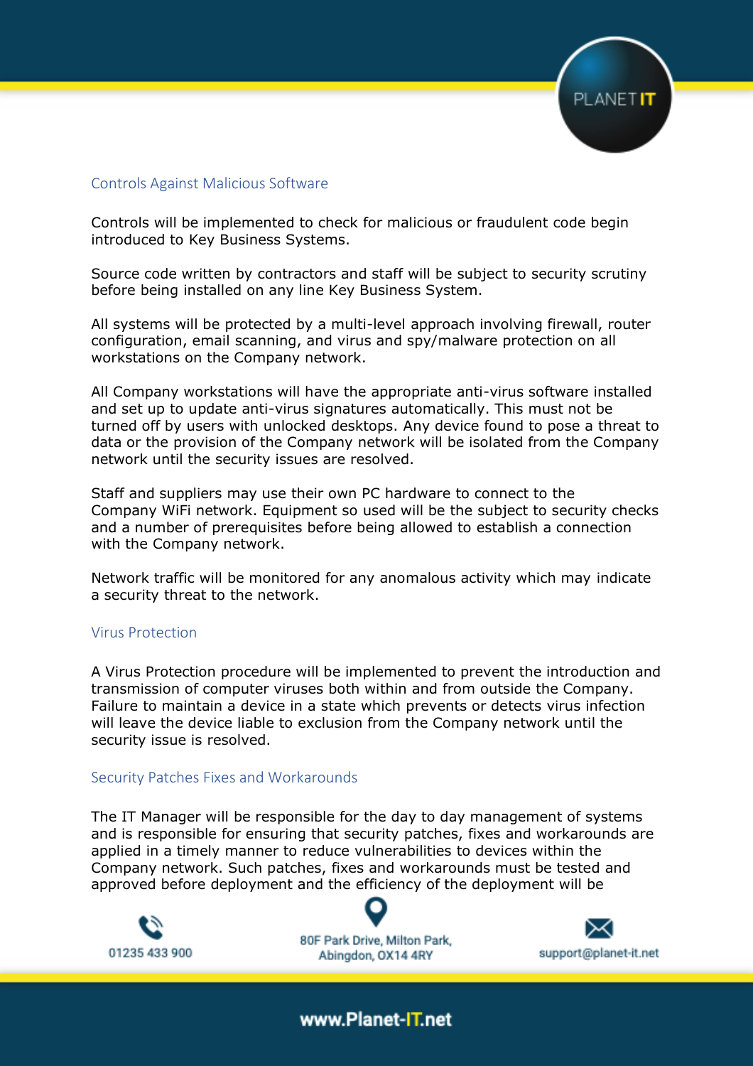## Controls Against Malicious Software

Controls will be implemented to check for malicious or fraudulent code begin introduced to Key Business Systems.

Source code written by contractors and staff will be subject to security scrutiny before being installed on any line Key Business System.

All systems will be protected by a multi-level approach involving firewall, router configuration, email scanning, and virus and spy/malware protection on all workstations on the Company network.

All Company workstations will have the appropriate anti-virus software installed and set up to update anti-virus signatures automatically. This must not be turned off by users with unlocked desktops. Any device found to pose a threat to data or the provision of the Company network will be isolated from the Company network until the security issues are resolved.

Staff and suppliers may use their own PC hardware to connect to the Company WiFi network. Equipment so used will be the subject to security checks and a number of prerequisites before being allowed to establish a connection with the Company network.

Network traffic will be monitored for any anomalous activity which may indicate a security threat to the network.

## Virus Protection

A Virus Protection procedure will be implemented to prevent the introduction and transmission of computer viruses both within and from outside the Company. Failure to maintain a device in a state which prevents or detects virus infection will leave the device liable to exclusion from the Company network until the security issue is resolved.

## Security Patches Fixes and Workarounds

The IT Manager will be responsible for the day to day management of systems and is responsible for ensuring that security patches, fixes and workarounds are applied in a timely manner to reduce vulnerabilities to devices within the Company network. Such patches, fixes and workarounds must be tested and approved before deployment and the efficiency of the deployment will be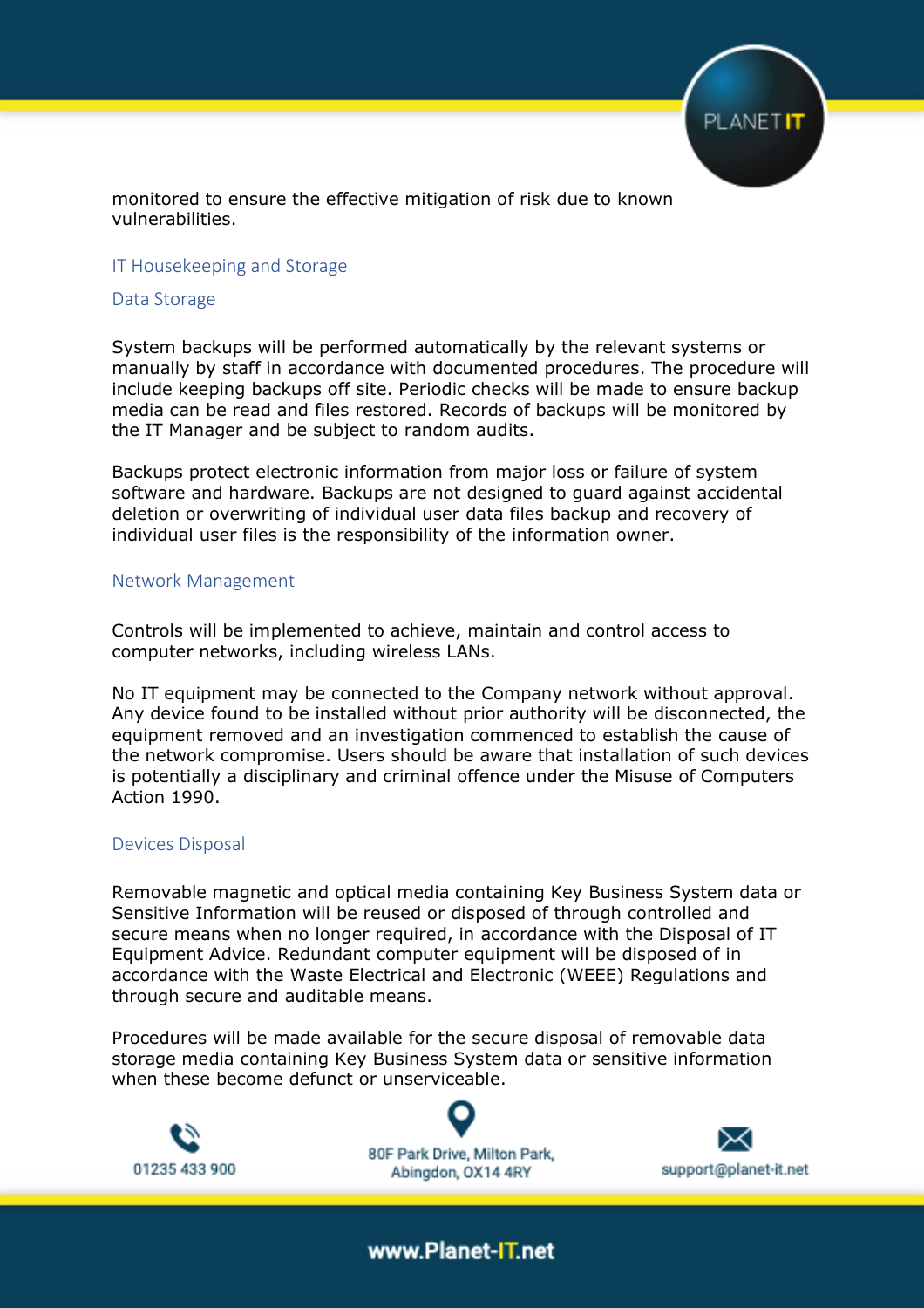monitored to ensure the effective mitigation of risk due to known vulnerabilities.

## IT Housekeeping and Storage

### Data Storage

System backups will be performed automatically by the relevant systems or manually by staff in accordance with documented procedures. The procedure will include keeping backups off site. Periodic checks will be made to ensure backup media can be read and files restored. Records of backups will be monitored by the IT Manager and be subject to random audits.

Backups protect electronic information from major loss or failure of system software and hardware. Backups are not designed to guard against accidental deletion or overwriting of individual user data files backup and recovery of individual user files is the responsibility of the information owner.

### Network Management

Controls will be implemented to achieve, maintain and control access to computer networks, including wireless LANs.

No IT equipment may be connected to the Company network without approval. Any device found to be installed without prior authority will be disconnected, the equipment removed and an investigation commenced to establish the cause of the network compromise. Users should be aware that installation of such devices is potentially a disciplinary and criminal offence under the Misuse of Computers Action 1990.

### Devices Disposal

Removable magnetic and optical media containing Key Business System data or Sensitive Information will be reused or disposed of through controlled and secure means when no longer required, in accordance with the Disposal of IT Equipment Advice. Redundant computer equipment will be disposed of in accordance with the Waste Electrical and Electronic (WEEE) Regulations and through secure and auditable means.

Procedures will be made available for the secure disposal of removable data storage media containing Key Business System data or sensitive information when these become defunct or unserviceable.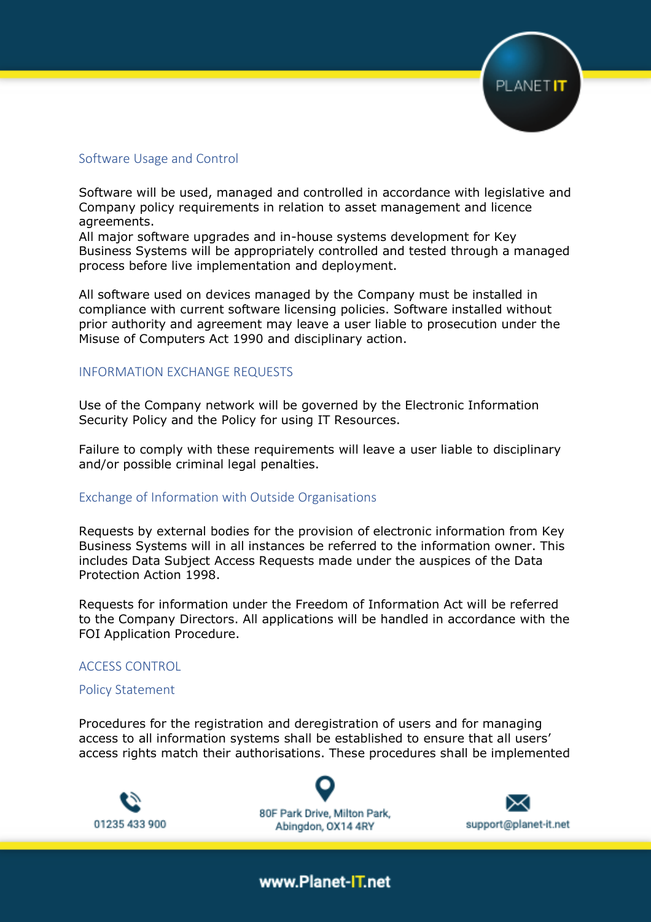## Software Usage and Control

Software will be used, managed and controlled in accordance with legislative and Company policy requirements in relation to asset management and licence agreements.
All major software upgrades and in-house systems development for Key Business Systems will be appropriately controlled and tested through a managed process before live implementation and deployment.

All software used on devices managed by the Company must be installed in compliance with current software licensing policies. Software installed without prior authority and agreement may leave a user liable to prosecution under the Misuse of Computers Act 1990 and disciplinary action.

## INFORMATION EXCHANGE REQUESTS

Use of the Company network will be governed by the Electronic Information Security Policy and the Policy for using IT Resources.

Failure to comply with these requirements will leave a user liable to disciplinary and/or possible criminal legal penalties.

## Exchange of Information with Outside Organisations

Requests by external bodies for the provision of electronic information from Key Business Systems will in all instances be referred to the information owner. This includes Data Subject Access Requests made under the auspices of the Data Protection Action 1998.

Requests for information under the Freedom of Information Act will be referred to the Company Directors. All applications will be handled in accordance with the FOI Application Procedure.

## ACCESS CONTROL

### Policy Statement

Procedures for the registration and deregistration of users and for managing access to all information systems shall be established to ensure that all users' access rights match their authorisations. These procedures shall be implemented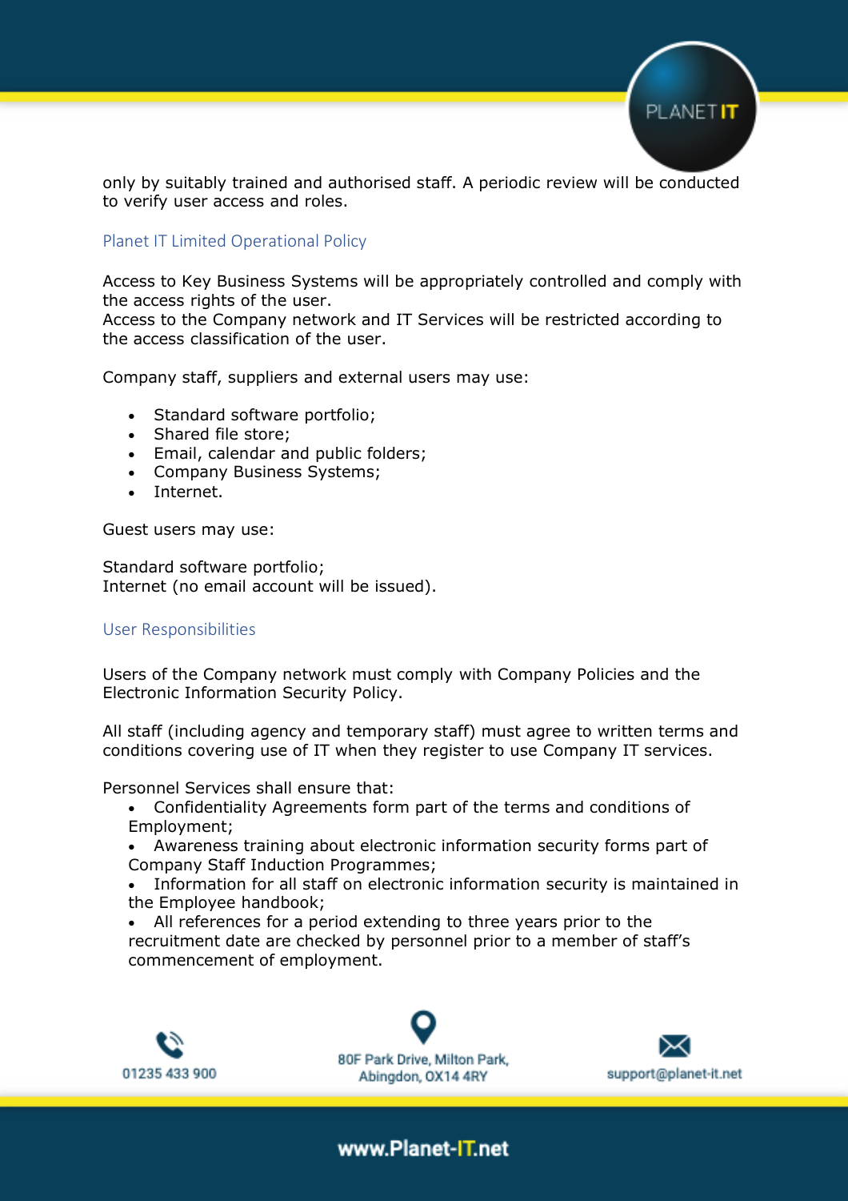only by suitably trained and authorised staff. A periodic review will be conducted to verify user access and roles.

## Planet IT Limited Operational Policy

Access to Key Business Systems will be appropriately controlled and comply with the access rights of the user.
Access to the Company network and IT Services will be restricted according to the access classification of the user.

Company staff, suppliers and external users may use:

- Standard software portfolio;
- Shared file store;
- Email, calendar and public folders;
- Company Business Systems;
- Internet.

Guest users may use:

Standard software portfolio;
Internet (no email account will be issued).

## User Responsibilities

Users of the Company network must comply with Company Policies and the Electronic Information Security Policy.

All staff (including agency and temporary staff) must agree to written terms and conditions covering use of IT when they register to use Company IT services.

Personnel Services shall ensure that:

- Confidentiality Agreements form part of the terms and conditions of Employment;
- Awareness training about electronic information security forms part of Company Staff Induction Programmes;
- Information for all staff on electronic information security is maintained in the Employee handbook;
- All references for a period extending to three years prior to the recruitment date are checked by personnel prior to a member of staff's commencement of employment.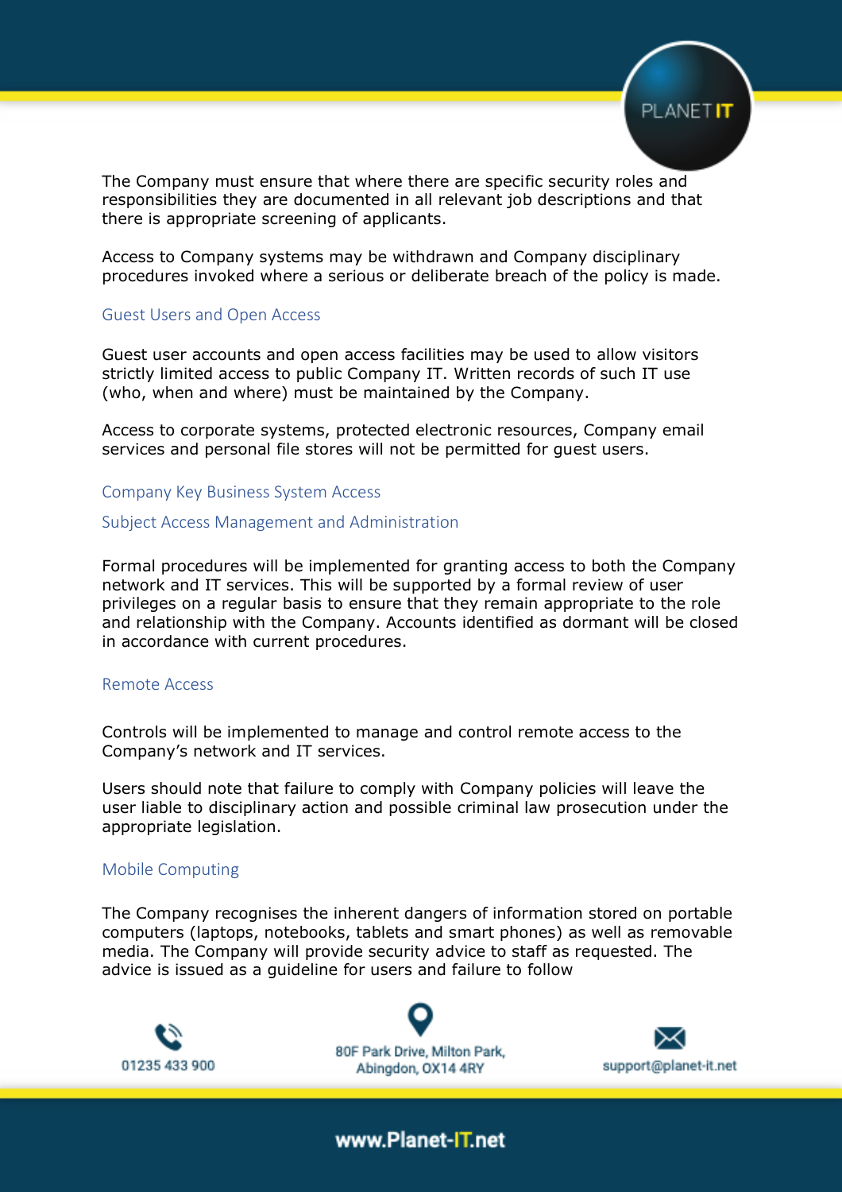The Company must ensure that where there are specific security roles and responsibilities they are documented in all relevant job descriptions and that there is appropriate screening of applicants.

Access to Company systems may be withdrawn and Company disciplinary procedures invoked where a serious or deliberate breach of the policy is made.

### Guest Users and Open Access

Guest user accounts and open access facilities may be used to allow visitors strictly limited access to public Company IT. Written records of such IT use (who, when and where) must be maintained by the Company.

Access to corporate systems, protected electronic resources, Company email services and personal file stores will not be permitted for guest users.

### Company Key Business System Access

### Subject Access Management and Administration

Formal procedures will be implemented for granting access to both the Company network and IT services. This will be supported by a formal review of user privileges on a regular basis to ensure that they remain appropriate to the role and relationship with the Company. Accounts identified as dormant will be closed in accordance with current procedures.

### Remote Access

Controls will be implemented to manage and control remote access to the Company's network and IT services.

Users should note that failure to comply with Company policies will leave the user liable to disciplinary action and possible criminal law prosecution under the appropriate legislation.

### Mobile Computing

The Company recognises the inherent dangers of information stored on portable computers (laptops, notebooks, tablets and smart phones) as well as removable media. The Company will provide security advice to staff as requested. The advice is issued as a guideline for users and failure to follow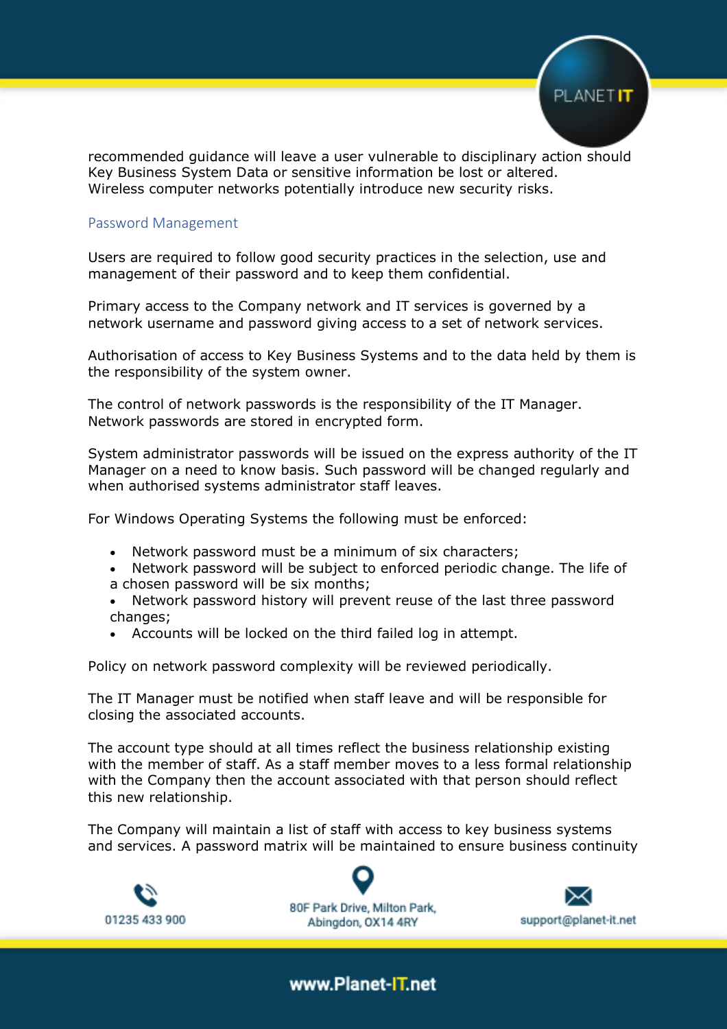recommended guidance will leave a user vulnerable to disciplinary action should Key Business System Data or sensitive information be lost or altered. Wireless computer networks potentially introduce new security risks.

## Password Management

Users are required to follow good security practices in the selection, use and management of their password and to keep them confidential.

Primary access to the Company network and IT services is governed by a network username and password giving access to a set of network services.

Authorisation of access to Key Business Systems and to the data held by them is the responsibility of the system owner.

The control of network passwords is the responsibility of the IT Manager. Network passwords are stored in encrypted form.

System administrator passwords will be issued on the express authority of the IT Manager on a need to know basis. Such password will be changed regularly and when authorised systems administrator staff leaves.

For Windows Operating Systems the following must be enforced:

- Network password must be a minimum of six characters;
- Network password will be subject to enforced periodic change. The life of a chosen password will be six months;
- Network password history will prevent reuse of the last three password changes;
- Accounts will be locked on the third failed log in attempt.

Policy on network password complexity will be reviewed periodically.

The IT Manager must be notified when staff leave and will be responsible for closing the associated accounts.

The account type should at all times reflect the business relationship existing with the member of staff. As a staff member moves to a less formal relationship with the Company then the account associated with that person should reflect this new relationship.

The Company will maintain a list of staff with access to key business systems and services. A password matrix will be maintained to ensure business continuity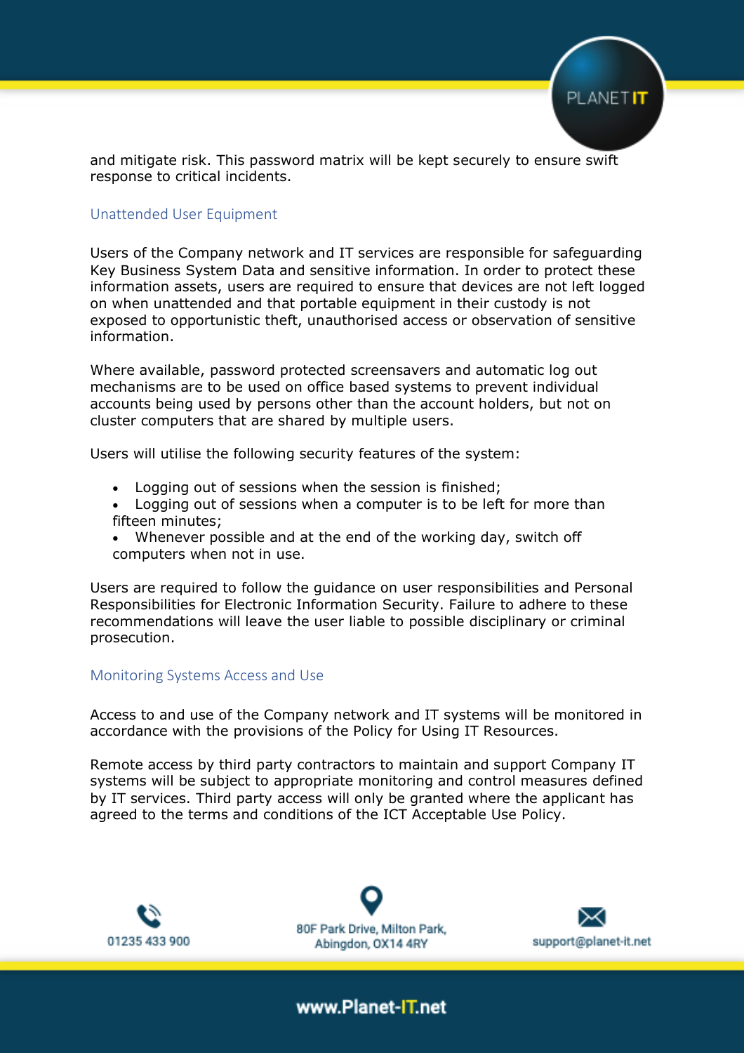and mitigate risk. This password matrix will be kept securely to ensure swift response to critical incidents.

### Unattended User Equipment

Users of the Company network and IT services are responsible for safeguarding Key Business System Data and sensitive information. In order to protect these information assets, users are required to ensure that devices are not left logged on when unattended and that portable equipment in their custody is not exposed to opportunistic theft, unauthorised access or observation of sensitive information.

Where available, password protected screensavers and automatic log out mechanisms are to be used on office based systems to prevent individual accounts being used by persons other than the account holders, but not on cluster computers that are shared by multiple users.

Users will utilise the following security features of the system:

- Logging out of sessions when the session is finished;
- Logging out of sessions when a computer is to be left for more than fifteen minutes;
- Whenever possible and at the end of the working day, switch off computers when not in use.

Users are required to follow the guidance on user responsibilities and Personal Responsibilities for Electronic Information Security. Failure to adhere to these recommendations will leave the user liable to possible disciplinary or criminal prosecution.

### Monitoring Systems Access and Use

Access to and use of the Company network and IT systems will be monitored in accordance with the provisions of the Policy for Using IT Resources.

Remote access by third party contractors to maintain and support Company IT systems will be subject to appropriate monitoring and control measures defined by IT services. Third party access will only be granted where the applicant has agreed to the terms and conditions of the ICT Acceptable Use Policy.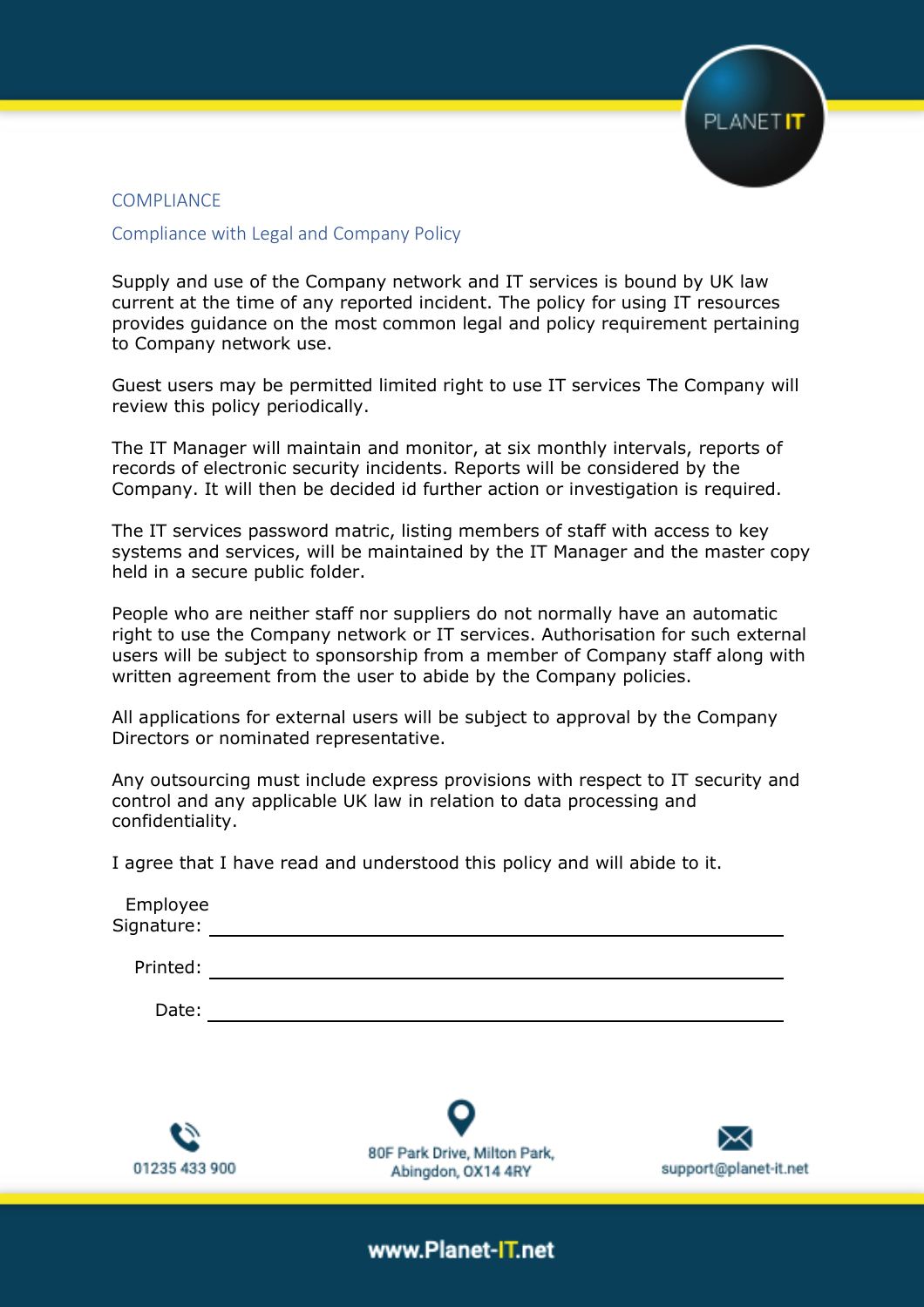## COMPLIANCE

### Compliance with Legal and Company Policy

Supply and use of the Company network and IT services is bound by UK law current at the time of any reported incident. The policy for using IT resources provides guidance on the most common legal and policy requirement pertaining to Company network use.

Guest users may be permitted limited right to use IT services The Company will review this policy periodically.

The IT Manager will maintain and monitor, at six monthly intervals, reports of records of electronic security incidents. Reports will be considered by the Company. It will then be decided id further action or investigation is required.

The IT services password matric, listing members of staff with access to key systems and services, will be maintained by the IT Manager and the master copy held in a secure public folder.

People who are neither staff nor suppliers do not normally have an automatic right to use the Company network or IT services. Authorisation for such external users will be subject to sponsorship from a member of Company staff along with written agreement from the user to abide by the Company policies.

All applications for external users will be subject to approval by the Company Directors or nominated representative.

Any outsourcing must include express provisions with respect to IT security and control and any applicable UK law in relation to data processing and confidentiality.

I agree that I have read and understood this policy and will abide to it.

Employee Signature: ______________________________

Printed: ______________________________

Date: ______________________________